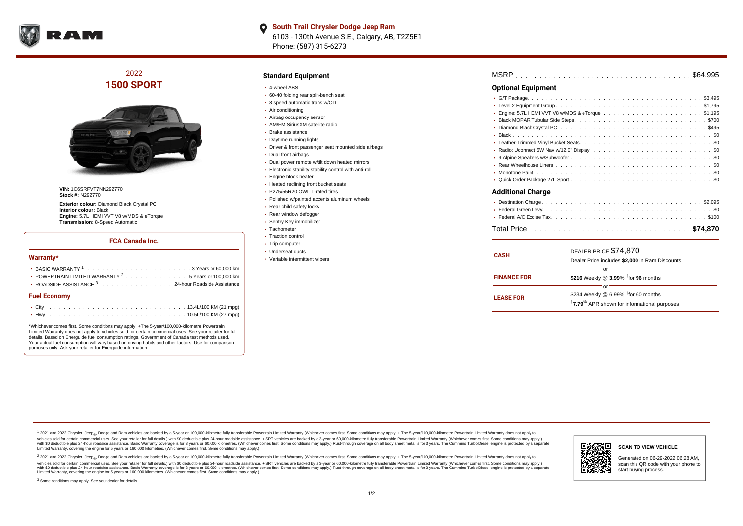**South Trail Chrysler Dodge Jeep Ram**
6103 - 130th Avenue S.E., Calgary, AB, T2Z5E1
Phone: (587) 315-6273

## 2022 1500 SPORT

**VIN:** 1C6SRFVT7NN292770
**Stock #:** N292770

**Exterior colour:** Diamond Black Crystal PC
**Interior colour:** Black
**Engine:** 5.7L HEMI VVT V8 w/MDS & eTorque
**Transmission:** 8-Speed Automatic

### FCA Canada Inc.

#### Warranty*

- BASIC WARRANTY [1] . . . . . . . . . . 3 Years or 60,000 km
- POWERTRAIN LIMITED WARRANTY [2] . . . . . . . . 5 Years or 100,000 km
- ROADSIDE ASSISTANCE [3] . . . . . . . . 24-hour Roadside Assistance

#### Fuel Economy

- City . . . . . . . . . . 13.4L/100 KM (21 mpg)
- Hwy . . . . . . . . . . 10.5L/100 KM (27 mpg)

*Whichever comes first. Some conditions may apply. +The 5-year/100,000-kilometre Powertrain Limited Warranty does not apply to vehicles sold for certain commercial uses. See your retailer for full details. Based on Energuide fuel consumption ratings. Government of Canada test methods used. Your actual fuel consumption will vary based on driving habits and other factors. Use for comparison purposes only. Ask your retailer for Energuide information.

### Standard Equipment

- 4-wheel ABS
- 60-40 folding rear split-bench seat
- 8 speed automatic trans w/OD
- Air conditioning
- Airbag occupancy sensor
- AM/FM SiriusXM satellite radio
- Brake assistance
- Daytime running lights
- Driver & front passenger seat mounted side airbags
- Dual front airbags
- Dual power remote w/tilt down heated mirrors
- Electronic stability stability control with anti-roll
- Engine block heater
- Heated reclining front bucket seats
- P275/55R20 OWL T-rated tires
- Polished w/painted accents aluminum wheels
- Rear child safety locks
- Rear window defogger
- Sentry Key immobilizer
- Tachometer
- Traction control
- Trip computer
- Underseat ducts
- Variable intermittent wipers

MSRP . . . . . . . . . . $64,995

### Optional Equipment

- G/T Package. . . . . . . . . . $3,495
- Level 2 Equipment Group . . . . . . . . . . $1,795
- Engine: 5.7L HEMI VVT V8 w/MDS & eTorque . . . . . . . . . . $1,195
- Black MOPAR Tubular Side Steps . . . . . . . . . . $700
- Diamond Black Crystal PC . . . . . . . . . . $495
- Black . . . . . . . . . . $0
- Leather-Trimmed Vinyl Bucket Seats. . . . . . . . . . $0
- Radio: Uconnect 5W Nav w/12.0" Display. . . . . . . . . . $0
- 9 Alpine Speakers w/Subwoofer . . . . . . . . . . $0
- Rear Wheelhouse Liners . . . . . . . . . . $0
- Monotone Paint . . . . . . . . . . $0
- Quick Order Package 27L Sport . . . . . . . . . . $0

### Additional Charge

- Destination Charge. . . . . . . . . . $2,095
- Federal Green Levy. . . . . . . . . . $0
- Federal A/C Excise Tax. . . . . . . . . . $100

Total Price . . . . . . . . . . **$74,870**

| | |
|---|---|
| **CASH** | DEALER PRICE $74,870<br>Dealer Price includes **$2,000** in Ram Discounts. |
| | or |
| **FINANCE FOR** | **$216** Weekly @ **3.99**% †for **96** months |
| | or |
| **LEASE FOR** | $234 Weekly @ 6.99% †for 60 months<br>†**7.79**% APR shown for informational purposes |

[1] 2021 and 2022 Chrysler, Jeep®, Dodge and Ram vehicles are backed by a 5-year or 100,000-kilometre fully transferable Powertrain Limited Warranty (Whichever comes first. Some conditions may apply. + The 5-year/100,000-kilometre Powertrain Limited Warranty does not apply to vehicles sold for certain commercial uses. See your retailer for full details.) with $0 deductible plus 24-hour roadside assistance. + SRT vehicles are backed by a 3-year or 60,000-kilometre fully transferable Powertrain Limited Warranty (Whichever comes first. Some conditions may apply.) with $0 deductible plus 24-hour roadside assistance. Basic Warranty coverage is for 3 years or 60,000 kilometres. (Whichever comes first. Some conditions may apply.) Rust-through coverage on all body sheet metal is for 3 years. The Cummins Turbo Diesel engine is protected by a separate Limited Warranty, covering the engine for 5 years or 160,000 kilometres. (Whichever comes first. Some conditions may apply.)

[2] 2021 and 2022 Chrysler, Jeep®, Dodge and Ram vehicles are backed by a 5-year or 100,000-kilometre fully transferable Powertrain Limited Warranty (Whichever comes first. Some conditions may apply. + The 5-year/100,000-kilometre Powertrain Limited Warranty does not apply to vehicles sold for certain commercial uses. See your retailer for full details.) with $0 deductible plus 24-hour roadside assistance. + SRT vehicles are backed by a 3-year or 60,000-kilometre fully transferable Powertrain Limited Warranty (Whichever comes first. Some conditions may apply.) with $0 deductible plus 24-hour roadside assistance. Basic Warranty coverage is for 3 years or 60,000 kilometres. (Whichever comes first. Some conditions may apply.) Rust-through coverage on all body sheet metal is for 3 years. The Cummins Turbo Diesel engine is protected by a separate Limited Warranty, covering the engine for 5 years or 160,000 kilometres. (Whichever comes first. Some conditions may apply.)

[3] Some conditions may apply. See your dealer for details.

**SCAN TO VIEW VEHICLE**

Generated on 06-29-2022 06:28 AM, scan this QR code with your phone to start buying process.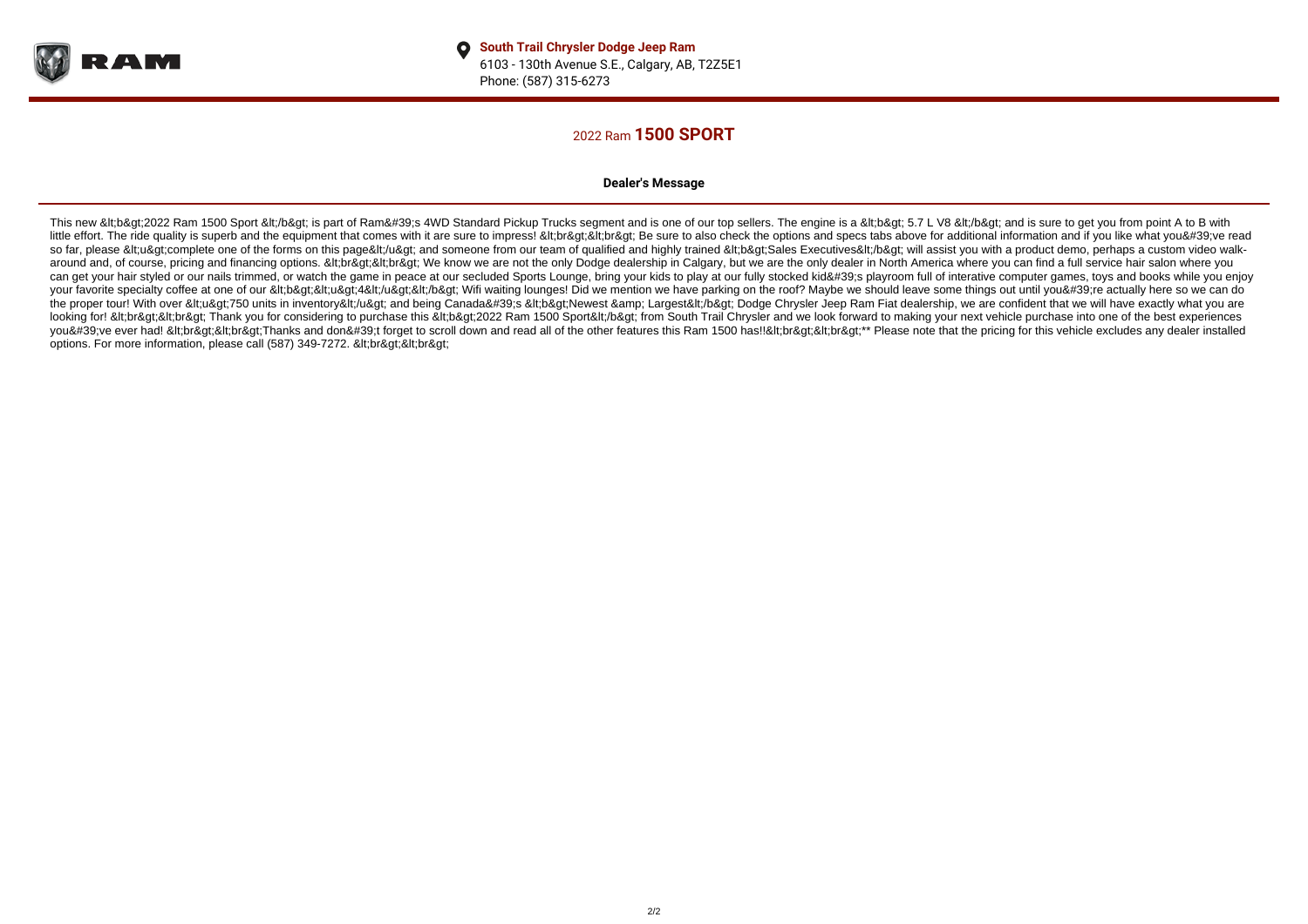**South Trail Chrysler Dodge Jeep Ram**
6103 - 130th Avenue S.E., Calgary, AB, T2Z5E1
Phone: (587) 315-6273

## 2022 Ram **1500 SPORT**

### Dealer's Message

This new &lt;b&gt;2022 Ram 1500 Sport &lt;/b&gt; is part of Ram&#39;s 4WD Standard Pickup Trucks segment and is one of our top sellers. The engine is a &lt;b&gt; 5.7 L V8 &lt;/b&gt; and is sure to get you from point A to B with little effort. The ride quality is superb and the equipment that comes with it are sure to impress! &lt;br&gt;&lt;br&gt; Be sure to also check the options and specs tabs above for additional information and if you like what you&#39;ve read so far, please &lt;u&gt;complete one of the forms on this page&lt;/u&gt; and someone from our team of qualified and highly trained &lt;b&gt;Sales Executives&lt;/b&gt; will assist you with a product demo, perhaps a custom video walk-around and, of course, pricing and financing options. &lt;br&gt;&lt;br&gt; We know we are not the only Dodge dealership in Calgary, but we are the only dealer in North America where you can find a full service hair salon where you can get your hair styled or our nails trimmed, or watch the game in peace at our secluded Sports Lounge, bring your kids to play at our fully stocked kid&#39;s playroom full of interative computer games, toys and books while you enjoy your favorite specialty coffee at one of our &lt;b&gt;&lt;u&gt;4&lt;/u&gt;&lt;/b&gt; Wifi waiting lounges! Did we mention we have parking on the roof? Maybe we should leave some things out until you&#39;re actually here so we can do the proper tour! With over &lt;u&gt;750 units in inventory&lt;/u&gt; and being Canada&#39;s &lt;b&gt;Newest &amp; Largest&lt;/b&gt; Dodge Chrysler Jeep Ram Fiat dealership, we are confident that we will have exactly what you are looking for! &lt;br&gt;&lt;br&gt; Thank you for considering to purchase this &lt;b&gt;2022 Ram 1500 Sport&lt;/b&gt; from South Trail Chrysler and we look forward to making your next vehicle purchase into one of the best experiences you&#39;ve ever had! &lt;br&gt;&lt;br&gt;Thanks and don&#39;t forget to scroll down and read all of the other features this Ram 1500 has!!&lt;br&gt;&lt;br&gt;** Please note that the pricing for this vehicle excludes any dealer installed options. For more information, please call (587) 349-7272. &lt;br&gt;&lt;br&gt;